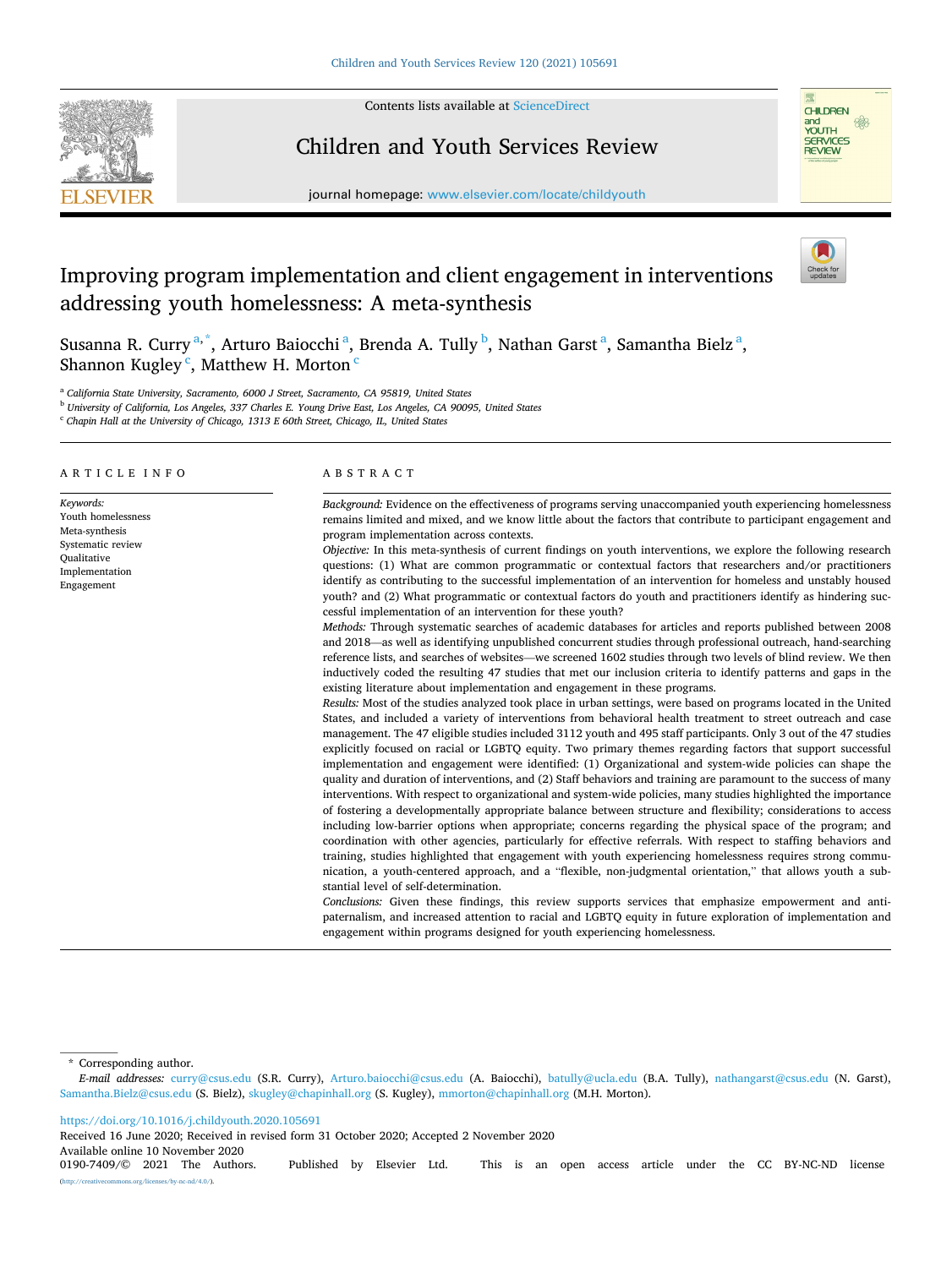Contents lists available at ScienceDirect

# Children and Youth Services Review

journal homepage: www.elsevier.com/locate/childyouth

# Improving program implementation and client engagement in interventions addressing youth homelessness: A meta-synthesis

Susanna R. Curry [a,*], Arturo Baiocchi [a], Brenda A. Tully [b], Nathan Garst [a], Samantha Bielz [a], Shannon Kugley [c], Matthew H. Morton [c]

[a] California State University, Sacramento, 6000 J Street, Sacramento, CA 95819, United States

[b] University of California, Los Angeles, 337 Charles E. Young Drive East, Los Angeles, CA 90095, United States

[c] Chapin Hall at the University of Chicago, 1313 E 60th Street, Chicago, IL, United States

## ARTICLE INFO

*Keywords:*
Youth homelessness
Meta-synthesis
Systematic review
Qualitative
Implementation
Engagement

## ABSTRACT

*Background:* Evidence on the effectiveness of programs serving unaccompanied youth experiencing homelessness remains limited and mixed, and we know little about the factors that contribute to participant engagement and program implementation across contexts.

*Objective:* In this meta-synthesis of current findings on youth interventions, we explore the following research questions: (1) What are common programmatic or contextual factors that researchers and/or practitioners identify as contributing to the successful implementation of an intervention for homeless and unstably housed youth? and (2) What programmatic or contextual factors do youth and practitioners identify as hindering successful implementation of an intervention for these youth?

*Methods:* Through systematic searches of academic databases for articles and reports published between 2008 and 2018—as well as identifying unpublished concurrent studies through professional outreach, hand-searching reference lists, and searches of websites—we screened 1602 studies through two levels of blind review. We then inductively coded the resulting 47 studies that met our inclusion criteria to identify patterns and gaps in the existing literature about implementation and engagement in these programs.

*Results:* Most of the studies analyzed took place in urban settings, were based on programs located in the United States, and included a variety of interventions from behavioral health treatment to street outreach and case management. The 47 eligible studies included 3112 youth and 495 staff participants. Only 3 out of the 47 studies explicitly focused on racial or LGBTQ equity. Two primary themes regarding factors that support successful implementation and engagement were identified: (1) Organizational and system-wide policies can shape the quality and duration of interventions, and (2) Staff behaviors and training are paramount to the success of many interventions. With respect to organizational and system-wide policies, many studies highlighted the importance of fostering a developmentally appropriate balance between structure and flexibility; considerations to access including low-barrier options when appropriate; concerns regarding the physical space of the program; and coordination with other agencies, particularly for effective referrals. With respect to staffing behaviors and training, studies highlighted that engagement with youth experiencing homelessness requires strong communication, a youth-centered approach, and a "flexible, non-judgmental orientation," that allows youth a substantial level of self-determination.

*Conclusions:* Given these findings, this review supports services that emphasize empowerment and anti-paternalism, and increased attention to racial and LGBTQ equity in future exploration of implementation and engagement within programs designed for youth experiencing homelessness.

---

\* Corresponding author.

*E-mail addresses:* curry@csus.edu (S.R. Curry), Arturo.baiocchi@csus.edu (A. Baiocchi), batully@ucla.edu (B.A. Tully), nathangarst@csus.edu (N. Garst), Samantha.Bielz@csus.edu (S. Bielz), skugley@chapinhall.org (S. Kugley), mmorton@chapinhall.org (M.H. Morton).

https://doi.org/10.1016/j.childyouth.2020.105691

Received 16 June 2020; Received in revised form 31 October 2020; Accepted 2 November 2020

Available online 10 November 2020

0190-7409/© 2021 The Authors. Published by Elsevier Ltd. This is an open access article under the CC BY-NC-ND license (http://creativecommons.org/licenses/by-nc-nd/4.0/).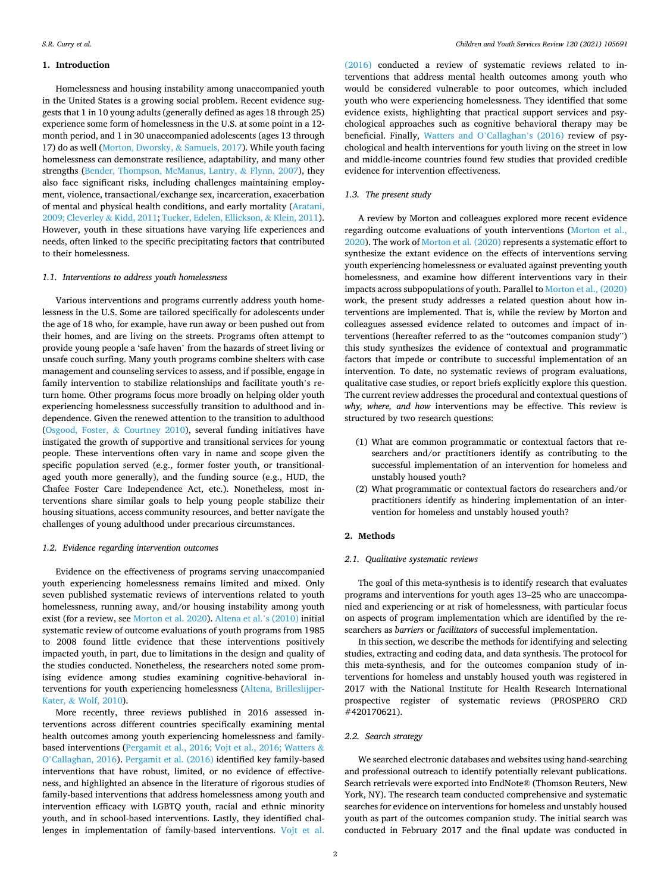## 1. Introduction

Homelessness and housing instability among unaccompanied youth in the United States is a growing social problem. Recent evidence suggests that 1 in 10 young adults (generally defined as ages 18 through 25) experience some form of homelessness in the U.S. at some point in a 12-month period, and 1 in 30 unaccompanied adolescents (ages 13 through 17) do as well (Morton, Dworsky, & Samuels, 2017). While youth facing homelessness can demonstrate resilience, adaptability, and many other strengths (Bender, Thompson, McManus, Lantry, & Flynn, 2007), they also face significant risks, including challenges maintaining employment, violence, transactional/exchange sex, incarceration, exacerbation of mental and physical health conditions, and early mortality (Aratani, 2009; Cleverley & Kidd, 2011; Tucker, Edelen, Ellickson, & Klein, 2011). However, youth in these situations have varying life experiences and needs, often linked to the specific precipitating factors that contributed to their homelessness.

### 1.1. Interventions to address youth homelessness

Various interventions and programs currently address youth homelessness in the U.S. Some are tailored specifically for adolescents under the age of 18 who, for example, have run away or been pushed out from their homes, and are living on the streets. Programs often attempt to provide young people a 'safe haven' from the hazards of street living or unsafe couch surfing. Many youth programs combine shelters with case management and counseling services to assess, and if possible, engage in family intervention to stabilize relationships and facilitate youth's return home. Other programs focus more broadly on helping older youth experiencing homelessness successfully transition to adulthood and independence. Given the renewed attention to the transition to adulthood (Osgood, Foster, & Courtney 2010), several funding initiatives have instigated the growth of supportive and transitional services for young people. These interventions often vary in name and scope given the specific population served (e.g., former foster youth, or transitional-aged youth more generally), and the funding source (e.g., HUD, the Chafee Foster Care Independence Act, etc.). Nonetheless, most interventions share similar goals to help young people stabilize their housing situations, access community resources, and better navigate the challenges of young adulthood under precarious circumstances.

### 1.2. Evidence regarding intervention outcomes

Evidence on the effectiveness of programs serving unaccompanied youth experiencing homelessness remains limited and mixed. Only seven published systematic reviews of interventions related to youth homelessness, running away, and/or housing instability among youth exist (for a review, see Morton et al. 2020). Altena et al.'s (2010) initial systematic review of outcome evaluations of youth programs from 1985 to 2008 found little evidence that these interventions positively impacted youth, in part, due to limitations in the design and quality of the studies conducted. Nonetheless, the researchers noted some promising evidence among studies examining cognitive-behavioral interventions for youth experiencing homelessness (Altena, Brilleslijper-Kater, & Wolf, 2010).

More recently, three reviews published in 2016 assessed interventions across different countries specifically examining mental health outcomes among youth experiencing homelessness and family-based interventions (Pergamit et al., 2016; Vojt et al., 2016; Watters & O'Callaghan, 2016). Pergamit et al. (2016) identified key family-based interventions that have robust, limited, or no evidence of effectiveness, and highlighted an absence in the literature of rigorous studies of family-based interventions that address homelessness among youth and intervention efficacy with LGBTQ youth, racial and ethnic minority youth, and in school-based interventions. Lastly, they identified challenges in implementation of family-based interventions. Vojt et al. (2016) conducted a review of systematic reviews related to interventions that address mental health outcomes among youth who would be considered vulnerable to poor outcomes, which included youth who were experiencing homelessness. They identified that some evidence exists, highlighting that practical support services and psychological approaches such as cognitive behavioral therapy may be beneficial. Finally, Watters and O'Callaghan's (2016) review of psychological and health interventions for youth living on the street in low and middle-income countries found few studies that provided credible evidence for intervention effectiveness.

### 1.3. The present study

A review by Morton and colleagues explored more recent evidence regarding outcome evaluations of youth interventions (Morton et al., 2020). The work of Morton et al. (2020) represents a systematic effort to synthesize the extant evidence on the effects of interventions serving youth experiencing homelessness or evaluated against preventing youth homelessness, and examine how different interventions vary in their impacts across subpopulations of youth. Parallel to Morton et al., (2020) work, the present study addresses a related question about how interventions are implemented. That is, while the review by Morton and colleagues assessed evidence related to outcomes and impact of interventions (hereafter referred to as the "outcomes companion study") this study synthesizes the evidence of contextual and programmatic factors that impede or contribute to successful implementation of an intervention. To date, no systematic reviews of program evaluations, qualitative case studies, or report briefs explicitly explore this question. The current review addresses the procedural and contextual questions of *why, where, and how* interventions may be effective. This review is structured by two research questions:

(1) What are common programmatic or contextual factors that researchers and/or practitioners identify as contributing to the successful implementation of an intervention for homeless and unstably housed youth?
(2) What programmatic or contextual factors do researchers and/or practitioners identify as hindering implementation of an intervention for homeless and unstably housed youth?

## 2. Methods

### 2.1. Qualitative systematic reviews

The goal of this meta-synthesis is to identify research that evaluates programs and interventions for youth ages 13–25 who are unaccompanied and experiencing or at risk of homelessness, with particular focus on aspects of program implementation which are identified by the researchers as *barriers* or *facilitators* of successful implementation.

In this section, we describe the methods for identifying and selecting studies, extracting and coding data, and data synthesis. The protocol for this meta-synthesis, and for the outcomes companion study of interventions for homeless and unstably housed youth was registered in 2017 with the National Institute for Health Research International prospective register of systematic reviews (PROSPERO CRD #420170621).

### 2.2. Search strategy

We searched electronic databases and websites using hand-searching and professional outreach to identify potentially relevant publications. Search retrievals were exported into EndNote® (Thomson Reuters, New York, NY). The research team conducted comprehensive and systematic searches for evidence on interventions for homeless and unstably housed youth as part of the outcomes companion study. The initial search was conducted in February 2017 and the final update was conducted in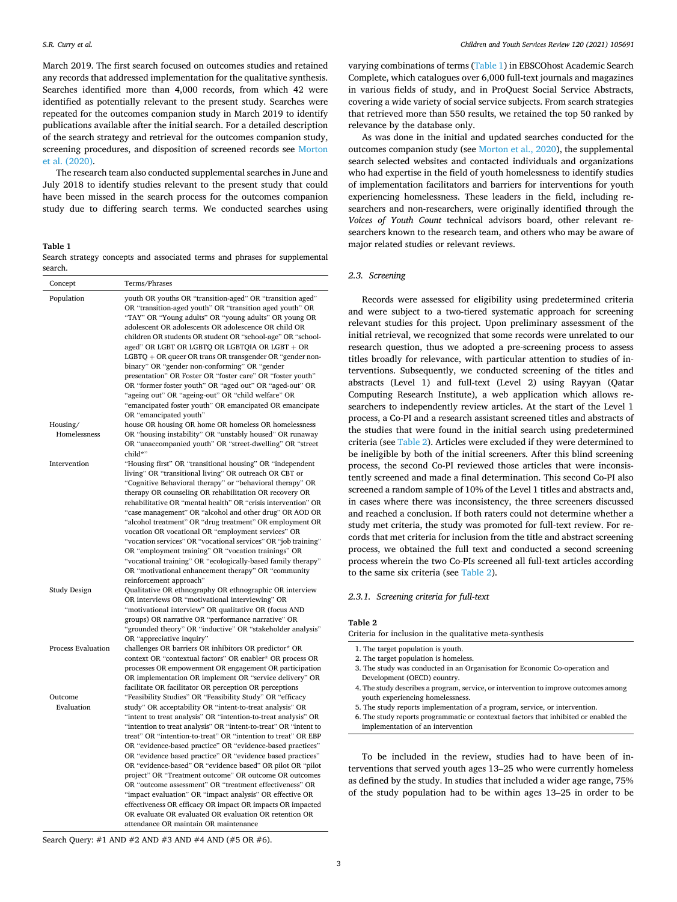March 2019. The first search focused on outcomes studies and retained any records that addressed implementation for the qualitative synthesis. Searches identified more than 4,000 records, from which 42 were identified as potentially relevant to the present study. Searches were repeated for the outcomes companion study in March 2019 to identify publications available after the initial search. For a detailed description of the search strategy and retrieval for the outcomes companion study, screening procedures, and disposition of screened records see Morton et al. (2020).

The research team also conducted supplemental searches in June and July 2018 to identify studies relevant to the present study that could have been missed in the search process for the outcomes companion study due to differing search terms. We conducted searches using varying combinations of terms (Table 1) in EBSCOhost Academic Search Complete, which catalogues over 6,000 full-text journals and magazines in various fields of study, and in ProQuest Social Service Abstracts, covering a wide variety of social service subjects. From search strategies that retrieved more than 550 results, we retained the top 50 ranked by relevance by the database only.

**Table 1**
Search strategy concepts and associated terms and phrases for supplemental search.

| Concept | Terms/Phrases |
|---|---|
| Population | youth OR youths OR "transition-aged" OR "transition aged" OR "transition-aged youth" OR "transition aged youth" OR "TAY" OR "Young adults" OR "young adults" OR young OR adolescent OR adolescents OR adolescence OR child OR children OR students OR student OR "school-age" OR "school-aged" OR LGBT OR LGBTQ OR LGBTQIA OR LGBT + OR LGBTQ + OR queer OR trans OR transgender OR "gender non-binary" OR "gender non-conforming" OR "gender presentation" OR Foster OR "foster care" OR "foster youth" OR "former foster youth" OR "aged out" OR "aged-out" OR "ageing out" OR "ageing-out" OR "child welfare" OR "emancipated foster youth" OR emancipated OR emancipate OR "emancipated youth" |
| Housing/ Homelessness | house OR housing OR home OR homeless OR homelessness OR "housing instability" OR "unstably housed" OR runaway OR "unaccompanied youth" OR "street-dwelling" OR "street child*" |
| Intervention | "Housing first" OR "transitional housing" OR "independent living" OR "transitional living" OR outreach OR CBT or "Cognitive Behavioral therapy" or "behavioral therapy" OR therapy OR counseling OR rehabilitation OR recovery OR rehabilitative OR "mental health" OR "crisis intervention" OR "case management" OR "alcohol and other drug" OR AOD OR "alcohol treatment" OR "drug treatment" OR employment OR vocation OR vocational OR "employment services" OR "vocation services" OR "vocational services" OR "job training" OR "employment training" OR "vocation trainings" OR "vocational training" OR "ecologically-based family therapy" OR "motivational enhancement therapy" OR "community reinforcement approach" |
| Study Design | Qualitative OR ethnography OR ethnographic OR interview OR interviews OR "motivational interviewing" OR "motivational interview" OR qualitative OR (focus AND groups) OR narrative OR "performance narrative" OR "grounded theory" OR "inductive" OR "stakeholder analysis" OR "appreciative inquiry" |
| Process Evaluation | challenges OR barriers OR inhibitors OR predictor* OR context OR "contextual factors" OR enabler* OR process OR processes OR empowerment OR engagement OR participation OR implementation OR implement OR "service delivery" OR facilitate OR facilitator OR perception OR perceptions |
| Outcome Evaluation | "Feasibility Studies" OR "Feasibility Study" OR "efficacy study" OR acceptability OR "intent-to-treat analysis" OR "intent to treat analysis" OR "intention-to-treat analysis" OR "intention to treat analysis" OR "intent-to-treat" OR "intent to treat" OR "intention-to-treat" OR "intention to treat" OR EBP OR "evidence-based practice" OR "evidence-based practices" OR "evidence based practice" OR "evidence based practices" OR "evidence-based" OR "evidence based" OR pilot OR "pilot project" OR "Treatment outcome" OR outcome OR outcomes OR "outcome assessment" OR "treatment effectiveness" OR "impact evaluation" OR "impact analysis" OR effective OR effectiveness OR efficacy OR impact OR impacts OR impacted OR evaluate OR evaluated OR evaluation OR retention OR attendance OR maintain OR maintenance |

Search Query: #1 AND #2 AND #3 AND #4 AND (#5 OR #6).

As was done in the initial and updated searches conducted for the outcomes companion study (see Morton et al., 2020), the supplemental search selected websites and contacted individuals and organizations who had expertise in the field of youth homelessness to identify studies of implementation facilitators and barriers for interventions for youth experiencing homelessness. These leaders in the field, including researchers and non-researchers, were originally identified through the *Voices of Youth Count* technical advisors board, other relevant researchers known to the research team, and others who may be aware of major related studies or relevant reviews.

### 2.3. Screening

Records were assessed for eligibility using predetermined criteria and were subject to a two-tiered systematic approach for screening relevant studies for this project. Upon preliminary assessment of the initial retrieval, we recognized that some records were unrelated to our research question, thus we adopted a pre-screening process to assess titles broadly for relevance, with particular attention to studies of interventions. Subsequently, we conducted screening of the titles and abstracts (Level 1) and full-text (Level 2) using Rayyan (Qatar Computing Research Institute), a web application which allows researchers to independently review articles. At the start of the Level 1 process, a Co-PI and a research assistant screened titles and abstracts of the studies that were found in the initial search using predetermined criteria (see Table 2). Articles were excluded if they were determined to be ineligible by both of the initial screeners. After this blind screening process, the second Co-PI reviewed those articles that were inconsistently screened and made a final determination. This second Co-PI also screened a random sample of 10% of the Level 1 titles and abstracts and, in cases where there was inconsistency, the three screeners discussed and reached a conclusion. If both raters could not determine whether a study met criteria, the study was promoted for full-text review. For records that met criteria for inclusion from the title and abstract screening process, we obtained the full text and conducted a second screening process wherein the two Co-PIs screened all full-text articles according to the same six criteria (see Table 2).

#### 2.3.1. Screening criteria for full-text

**Table 2**
Criteria for inclusion in the qualitative meta-synthesis

1. The target population is youth.
2. The target population is homeless.
3. The study was conducted in an Organisation for Economic Co-operation and Development (OECD) country.
4. The study describes a program, service, or intervention to improve outcomes among youth experiencing homelessness.
5. The study reports implementation of a program, service, or intervention.
6. The study reports programmatic or contextual factors that inhibited or enabled the implementation of an intervention

To be included in the review, studies had to have been of interventions that served youth ages 13–25 who were currently homeless as defined by the study. In studies that included a wider age range, 75% of the study population had to be within ages 13–25 in order to be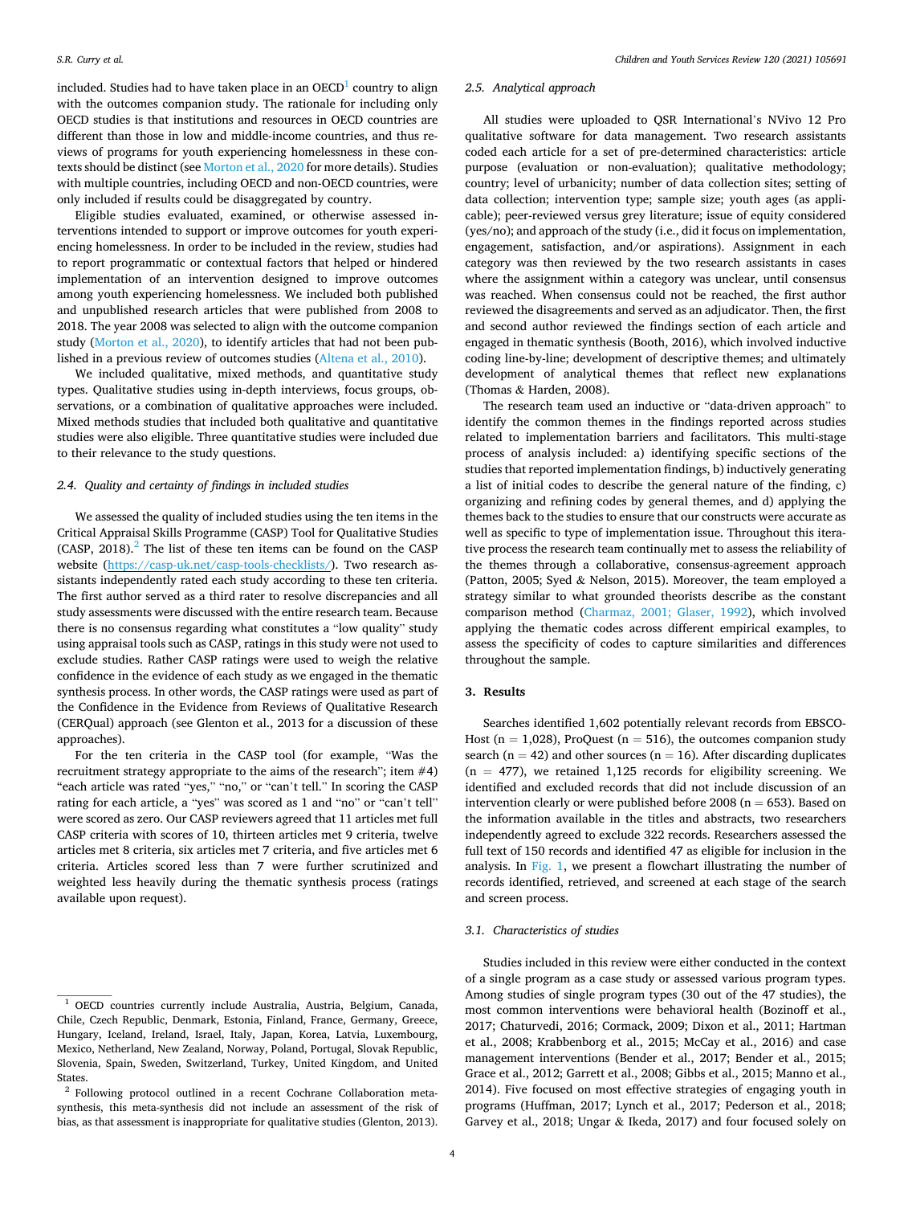included. Studies had to have taken place in an OECD[1] country to align with the outcomes companion study. The rationale for including only OECD studies is that institutions and resources in OECD countries are different than those in low and middle-income countries, and thus reviews of programs for youth experiencing homelessness in these contexts should be distinct (see Morton et al., 2020 for more details). Studies with multiple countries, including OECD and non-OECD countries, were only included if results could be disaggregated by country.

Eligible studies evaluated, examined, or otherwise assessed interventions intended to support or improve outcomes for youth experiencing homelessness. In order to be included in the review, studies had to report programmatic or contextual factors that helped or hindered implementation of an intervention designed to improve outcomes among youth experiencing homelessness. We included both published and unpublished research articles that were published from 2008 to 2018. The year 2008 was selected to align with the outcome companion study (Morton et al., 2020), to identify articles that had not been published in a previous review of outcomes studies (Altena et al., 2010).

We included qualitative, mixed methods, and quantitative study types. Qualitative studies using in-depth interviews, focus groups, observations, or a combination of qualitative approaches were included. Mixed methods studies that included both qualitative and quantitative studies were also eligible. Three quantitative studies were included due to their relevance to the study questions.

### 2.4. Quality and certainty of findings in included studies

We assessed the quality of included studies using the ten items in the Critical Appraisal Skills Programme (CASP) Tool for Qualitative Studies (CASP, 2018).[2] The list of these ten items can be found on the CASP website (https://casp-uk.net/casp-tools-checklists/). Two research assistants independently rated each study according to these ten criteria. The first author served as a third rater to resolve discrepancies and all study assessments were discussed with the entire research team. Because there is no consensus regarding what constitutes a "low quality" study using appraisal tools such as CASP, ratings in this study were not used to exclude studies. Rather CASP ratings were used to weigh the relative confidence in the evidence of each study as we engaged in the thematic synthesis process. In other words, the CASP ratings were used as part of the Confidence in the Evidence from Reviews of Qualitative Research (CERQual) approach (see Glenton et al., 2013 for a discussion of these approaches).

For the ten criteria in the CASP tool (for example, "Was the recruitment strategy appropriate to the aims of the research"; item #4) "each article was rated "yes," "no," or "can't tell." In scoring the CASP rating for each article, a "yes" was scored as 1 and "no" or "can't tell" were scored as zero. Our CASP reviewers agreed that 11 articles met full CASP criteria with scores of 10, thirteen articles met 9 criteria, twelve articles met 8 criteria, six articles met 7 criteria, and five articles met 6 criteria. Articles scored less than 7 were further scrutinized and weighted less heavily during the thematic synthesis process (ratings available upon request).

### 2.5. Analytical approach

All studies were uploaded to QSR International's NVivo 12 Pro qualitative software for data management. Two research assistants coded each article for a set of pre-determined characteristics: article purpose (evaluation or non-evaluation); qualitative methodology; country; level of urbanicity; number of data collection sites; setting of data collection; intervention type; sample size; youth ages (as applicable); peer-reviewed versus grey literature; issue of equity considered (yes/no); and approach of the study (i.e., did it focus on implementation, engagement, satisfaction, and/or aspirations). Assignment in each category was then reviewed by the two research assistants in cases where the assignment within a category was unclear, until consensus was reached. When consensus could not be reached, the first author reviewed the disagreements and served as an adjudicator. Then, the first and second author reviewed the findings section of each article and engaged in thematic synthesis (Booth, 2016), which involved inductive coding line-by-line; development of descriptive themes; and ultimately development of analytical themes that reflect new explanations (Thomas & Harden, 2008).

The research team used an inductive or "data-driven approach" to identify the common themes in the findings reported across studies related to implementation barriers and facilitators. This multi-stage process of analysis included: a) identifying specific sections of the studies that reported implementation findings, b) inductively generating a list of initial codes to describe the general nature of the finding, c) organizing and refining codes by general themes, and d) applying the themes back to the studies to ensure that our constructs were accurate as well as specific to type of implementation issue. Throughout this iterative process the research team continually met to assess the reliability of the themes through a collaborative, consensus-agreement approach (Patton, 2005; Syed & Nelson, 2015). Moreover, the team employed a strategy similar to what grounded theorists describe as the constant comparison method (Charmaz, 2001; Glaser, 1992), which involved applying the thematic codes across different empirical examples, to assess the specificity of codes to capture similarities and differences throughout the sample.

## 3. Results

Searches identified 1,602 potentially relevant records from EBSCO-Host (n = 1,028), ProQuest (n = 516), the outcomes companion study search (n = 42) and other sources (n = 16). After discarding duplicates (n = 477), we retained 1,125 records for eligibility screening. We identified and excluded records that did not include discussion of an intervention clearly or were published before 2008 (n = 653). Based on the information available in the titles and abstracts, two researchers independently agreed to exclude 322 records. Researchers assessed the full text of 150 records and identified 47 as eligible for inclusion in the analysis. In Fig. 1, we present a flowchart illustrating the number of records identified, retrieved, and screened at each stage of the search and screen process.

### 3.1. Characteristics of studies

Studies included in this review were either conducted in the context of a single program as a case study or assessed various program types. Among studies of single program types (30 out of the 47 studies), the most common interventions were behavioral health (Bozinoff et al., 2017; Chaturvedi, 2016; Cormack, 2009; Dixon et al., 2011; Hartman et al., 2008; Krabbenborg et al., 2015; McCay et al., 2016) and case management interventions (Bender et al., 2017; Bender et al., 2015; Grace et al., 2012; Garrett et al., 2008; Gibbs et al., 2015; Manno et al., 2014). Five focused on most effective strategies of engaging youth in programs (Huffman, 2017; Lynch et al., 2017; Pederson et al., 2018; Garvey et al., 2018; Ungar & Ikeda, 2017) and four focused solely on

[1] OECD countries currently include Australia, Austria, Belgium, Canada, Chile, Czech Republic, Denmark, Estonia, Finland, France, Germany, Greece, Hungary, Iceland, Ireland, Israel, Italy, Japan, Korea, Latvia, Luxembourg, Mexico, Netherland, New Zealand, Norway, Poland, Portugal, Slovak Republic, Slovenia, Spain, Sweden, Switzerland, Turkey, United Kingdom, and United States.

[2] Following protocol outlined in a recent Cochrane Collaboration meta-synthesis, this meta-synthesis did not include an assessment of the risk of bias, as that assessment is inappropriate for qualitative studies (Glenton, 2013).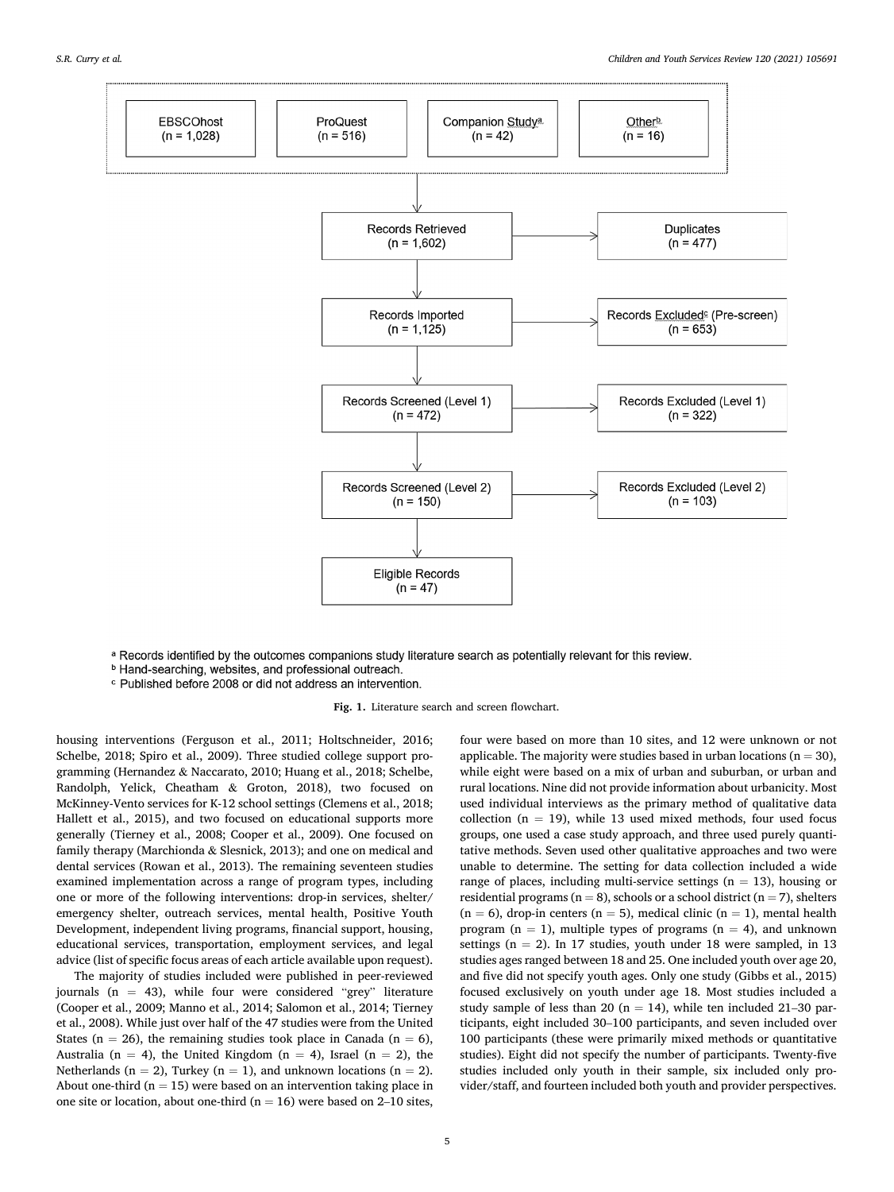EBSCOhost (n = 1,028)

ProQuest (n = 516)

Companion Study[a] (n = 42)

Other[b] (n = 16)

Records Retrieved (n = 1,602) → Duplicates (n = 477)

Records Imported (n = 1,125) → Records Excluded[c] (Pre-screen) (n = 653)

Records Screened (Level 1) (n = 472) → Records Excluded (Level 1) (n = 322)

Records Screened (Level 2) (n = 150) → Records Excluded (Level 2) (n = 103)

Eligible Records (n = 47)

[a] Records identified by the outcomes companions study literature search as potentially relevant for this review.
[b] Hand-searching, websites, and professional outreach.
[c] Published before 2008 or did not address an intervention.

**Fig. 1.** Literature search and screen flowchart.

housing interventions (Ferguson et al., 2011; Holtschneider, 2016; Schelbe, 2018; Spiro et al., 2009). Three studied college support programming (Hernandez & Naccarato, 2010; Huang et al., 2018; Schelbe, Randolph, Yelick, Cheatham & Groton, 2018), two focused on McKinney-Vento services for K-12 school settings (Clemens et al., 2018; Hallett et al., 2015), and two focused on educational supports more generally (Tierney et al., 2008; Cooper et al., 2009). One focused on family therapy (Marchionda & Slesnick, 2013); and one on medical and dental services (Rowan et al., 2013). The remaining seventeen studies examined implementation across a range of program types, including one or more of the following interventions: drop-in services, shelter/emergency shelter, outreach services, mental health, Positive Youth Development, independent living programs, financial support, housing, educational services, transportation, employment services, and legal advice (list of specific focus areas of each article available upon request).

The majority of studies included were published in peer-reviewed journals (n = 43), while four were considered "grey" literature (Cooper et al., 2009; Manno et al., 2014; Salomon et al., 2014; Tierney et al., 2008). While just over half of the 47 studies were from the United States (n = 26), the remaining studies took place in Canada (n = 6), Australia (n = 4), the United Kingdom (n = 4), Israel (n = 2), the Netherlands (n = 2), Turkey (n = 1), and unknown locations (n = 2). About one-third (n = 15) were based on an intervention taking place in one site or location, about one-third (n = 16) were based on 2–10 sites, four were based on more than 10 sites, and 12 were unknown or not applicable. The majority were studies based in urban locations (n = 30), while eight were based on a mix of urban and suburban, or urban and rural locations. Nine did not provide information about urbanicity. Most used individual interviews as the primary method of qualitative data collection (n = 19), while 13 used mixed methods, four used focus groups, one used a case study approach, and three used purely quantitative methods. Seven used other qualitative approaches and two were unable to determine. The setting for data collection included a wide range of places, including multi-service settings (n = 13), housing or residential programs (n = 8), schools or a school district (n = 7), shelters (n = 6), drop-in centers (n = 5), medical clinic (n = 1), mental health program (n = 1), multiple types of programs (n = 4), and unknown settings (n = 2). In 17 studies, youth under 18 were sampled, in 13 studies ages ranged between 18 and 25. One included youth over age 20, and five did not specify youth ages. Only one study (Gibbs et al., 2015) focused exclusively on youth under age 18. Most studies included a study sample of less than 20 (n = 14), while ten included 21–30 participants, eight included 30–100 participants, and seven included over 100 participants (these were primarily mixed methods or quantitative studies). Eight did not specify the number of participants. Twenty-five studies included only youth in their sample, six included only provider/staff, and fourteen included both youth and provider perspectives.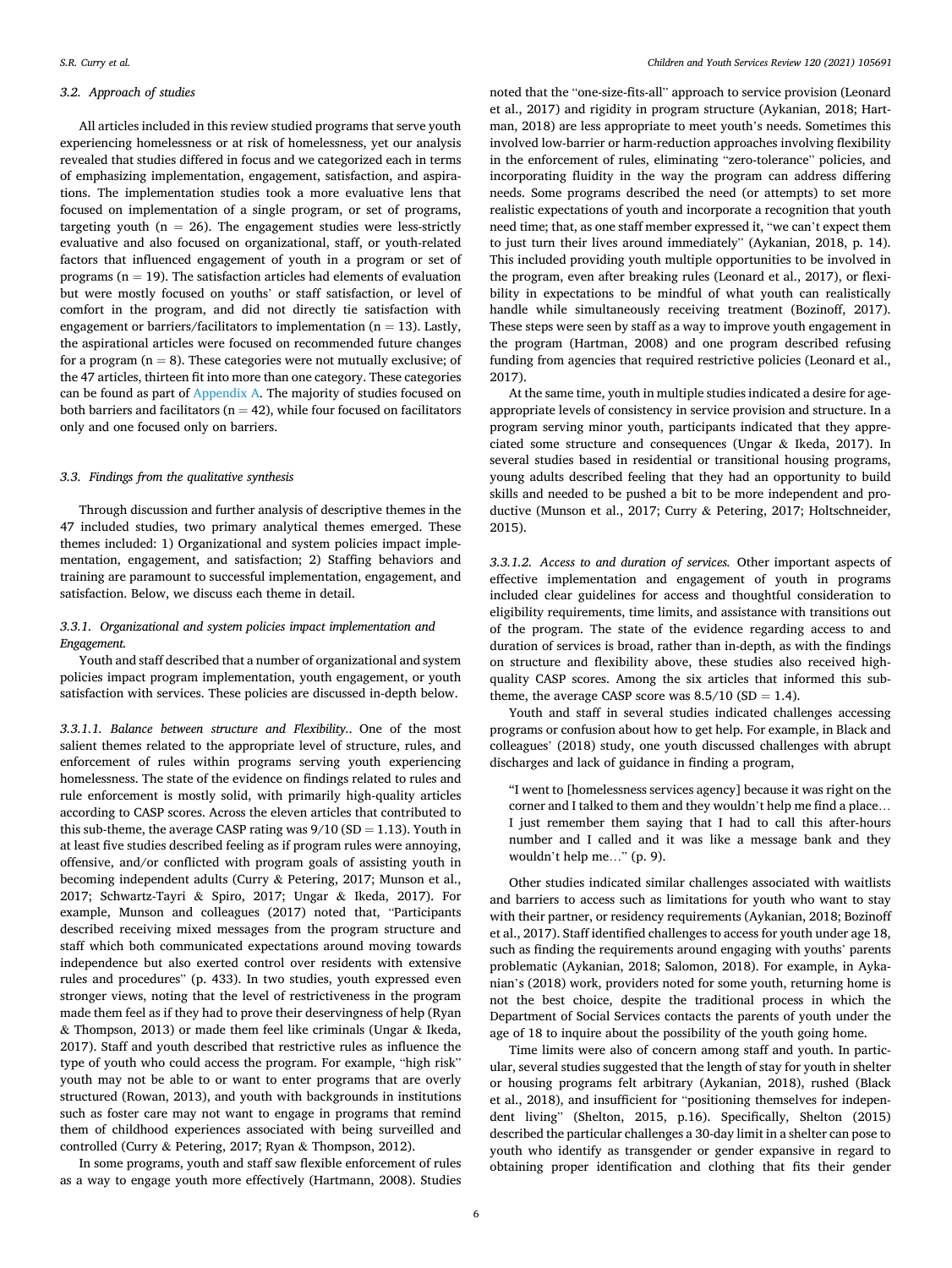### 3.2. Approach of studies

All articles included in this review studied programs that serve youth experiencing homelessness or at risk of homelessness, yet our analysis revealed that studies differed in focus and we categorized each in terms of emphasizing implementation, engagement, satisfaction, and aspirations. The implementation studies took a more evaluative lens that focused on implementation of a single program, or set of programs, targeting youth ($n = 26$). The engagement studies were less-strictly evaluative and also focused on organizational, staff, or youth-related factors that influenced engagement of youth in a program or set of programs ($n = 19$). The satisfaction articles had elements of evaluation but were mostly focused on youths' or staff satisfaction, or level of comfort in the program, and did not directly tie satisfaction with engagement or barriers/facilitators to implementation ($n = 13$). Lastly, the aspirational articles were focused on recommended future changes for a program ($n = 8$). These categories were not mutually exclusive; of the 47 articles, thirteen fit into more than one category. These categories can be found as part of Appendix A. The majority of studies focused on both barriers and facilitators ($n = 42$), while four focused on facilitators only and one focused only on barriers.

### 3.3. Findings from the qualitative synthesis

Through discussion and further analysis of descriptive themes in the 47 included studies, two primary analytical themes emerged. These themes included: 1) Organizational and system policies impact implementation, engagement, and satisfaction; 2) Staffing behaviors and training are paramount to successful implementation, engagement, and satisfaction. Below, we discuss each theme in detail.

#### 3.3.1. Organizational and system policies impact implementation and Engagement.

Youth and staff described that a number of organizational and system policies impact program implementation, youth engagement, or youth satisfaction with services. These policies are discussed in-depth below.

*3.3.1.1. Balance between structure and Flexibility.*. One of the most salient themes related to the appropriate level of structure, rules, and enforcement of rules within programs serving youth experiencing homelessness. The state of the evidence on findings related to rules and rule enforcement is mostly solid, with primarily high-quality articles according to CASP scores. Across the eleven articles that contributed to this sub-theme, the average CASP rating was 9/10 (SD = 1.13). Youth in at least five studies described feeling as if program rules were annoying, offensive, and/or conflicted with program goals of assisting youth in becoming independent adults (Curry & Petering, 2017; Munson et al., 2017; Schwartz-Tayri & Spiro, 2017; Ungar & Ikeda, 2017). For example, Munson and colleagues (2017) noted that, "Participants described receiving mixed messages from the program structure and staff which both communicated expectations around moving towards independence but also exerted control over residents with extensive rules and procedures" (p. 433). In two studies, youth expressed even stronger views, noting that the level of restrictiveness in the program made them feel as if they had to prove their deservingness of help (Ryan & Thompson, 2013) or made them feel like criminals (Ungar & Ikeda, 2017). Staff and youth described that restrictive rules as influence the type of youth who could access the program. For example, "high risk" youth may not be able to or want to enter programs that are overly structured (Rowan, 2013), and youth with backgrounds in institutions such as foster care may not want to engage in programs that remind them of childhood experiences associated with being surveilled and controlled (Curry & Petering, 2017; Ryan & Thompson, 2012).

In some programs, youth and staff saw flexible enforcement of rules as a way to engage youth more effectively (Hartmann, 2008). Studies noted that the "one-size-fits-all" approach to service provision (Leonard et al., 2017) and rigidity in program structure (Aykanian, 2018; Hartman, 2018) are less appropriate to meet youth's needs. Sometimes this involved low-barrier or harm-reduction approaches involving flexibility in the enforcement of rules, eliminating "zero-tolerance" policies, and incorporating fluidity in the way the program can address differing needs. Some programs described the need (or attempts) to set more realistic expectations of youth and incorporate a recognition that youth need time; that, as one staff member expressed it, "we can't expect them to just turn their lives around immediately" (Aykanian, 2018, p. 14). This included providing youth multiple opportunities to be involved in the program, even after breaking rules (Leonard et al., 2017), or flexibility in expectations to be mindful of what youth can realistically handle while simultaneously receiving treatment (Bozinoff, 2017). These steps were seen by staff as a way to improve youth engagement in the program (Hartman, 2008) and one program described refusing funding from agencies that required restrictive policies (Leonard et al., 2017).

At the same time, youth in multiple studies indicated a desire for age-appropriate levels of consistency in service provision and structure. In a program serving minor youth, participants indicated that they appreciated some structure and consequences (Ungar & Ikeda, 2017). In several studies based in residential or transitional housing programs, young adults described feeling that they had an opportunity to build skills and needed to be pushed a bit to be more independent and productive (Munson et al., 2017; Curry & Petering, 2017; Holtschneider, 2015).

*3.3.1.2. Access to and duration of services.* Other important aspects of effective implementation and engagement of youth in programs included clear guidelines for access and thoughtful consideration to eligibility requirements, time limits, and assistance with transitions out of the program. The state of the evidence regarding access to and duration of services is broad, rather than in-depth, as with the findings on structure and flexibility above, these studies also received high-quality CASP scores. Among the six articles that informed this sub-theme, the average CASP score was 8.5/10 (SD = 1.4).

Youth and staff in several studies indicated challenges accessing programs or confusion about how to get help. For example, in Black and colleagues' (2018) study, one youth discussed challenges with abrupt discharges and lack of guidance in finding a program,

> "I went to [homelessness services agency] because it was right on the corner and I talked to them and they wouldn't help me find a place… I just remember them saying that I had to call this after-hours number and I called and it was like a message bank and they wouldn't help me…" (p. 9).

Other studies indicated similar challenges associated with waitlists and barriers to access such as limitations for youth who want to stay with their partner, or residency requirements (Aykanian, 2018; Bozinoff et al., 2017). Staff identified challenges to access for youth under age 18, such as finding the requirements around engaging with youths' parents problematic (Aykanian, 2018; Salomon, 2018). For example, in Aykanian's (2018) work, providers noted for some youth, returning home is not the best choice, despite the traditional process in which the Department of Social Services contacts the parents of youth under the age of 18 to inquire about the possibility of the youth going home.

Time limits were also of concern among staff and youth. In particular, several studies suggested that the length of stay for youth in shelter or housing programs felt arbitrary (Aykanian, 2018), rushed (Black et al., 2018), and insufficient for "positioning themselves for independent living" (Shelton, 2015, p.16). Specifically, Shelton (2015) described the particular challenges a 30-day limit in a shelter can pose to youth who identify as transgender or gender expansive in regard to obtaining proper identification and clothing that fits their gender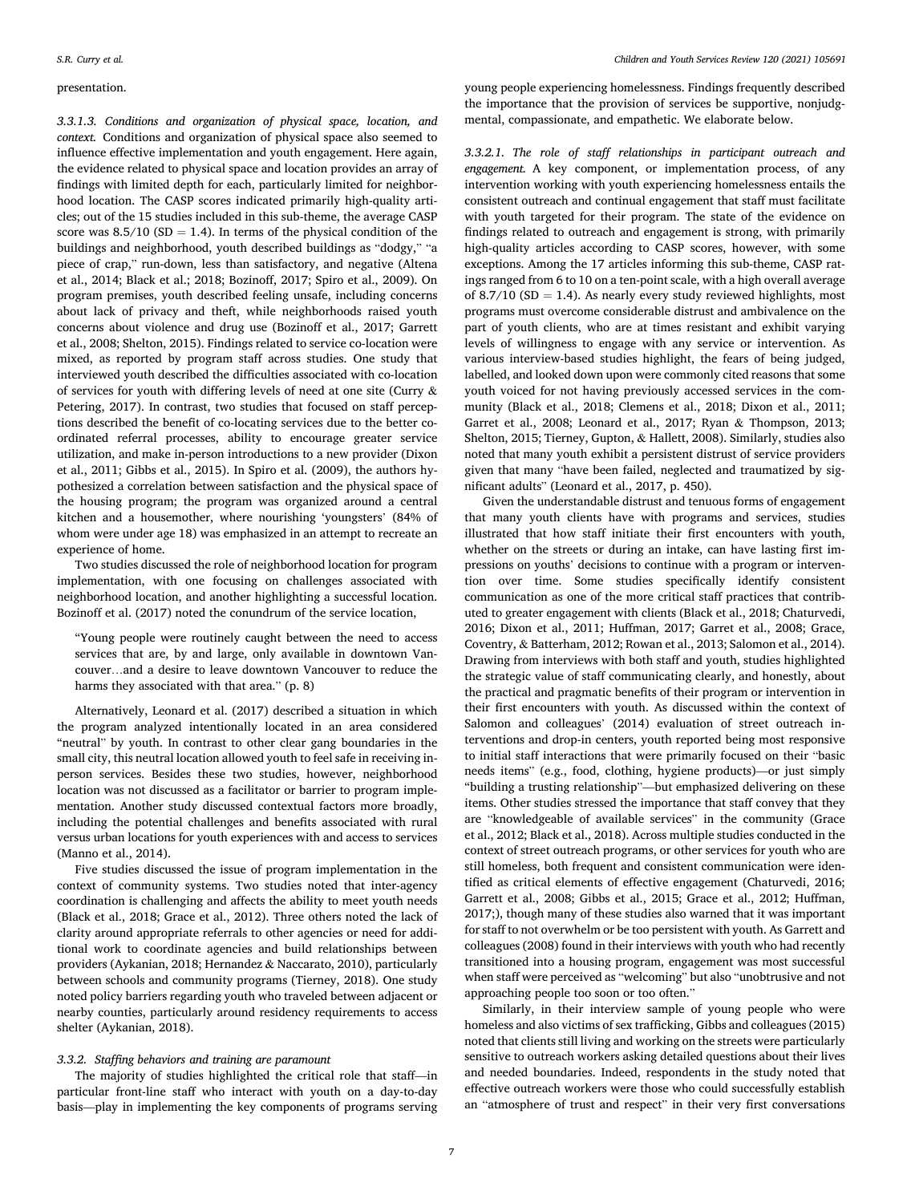presentation.

*3.3.1.3. Conditions and organization of physical space, location, and context.* Conditions and organization of physical space also seemed to influence effective implementation and youth engagement. Here again, the evidence related to physical space and location provides an array of findings with limited depth for each, particularly limited for neighborhood location. The CASP scores indicated primarily high-quality articles; out of the 15 studies included in this sub-theme, the average CASP score was 8.5/10 (SD = 1.4). In terms of the physical condition of the buildings and neighborhood, youth described buildings as "dodgy," "a piece of crap," run-down, less than satisfactory, and negative (Altena et al., 2014; Black et al.; 2018; Bozinoff, 2017; Spiro et al., 2009). On program premises, youth described feeling unsafe, including concerns about lack of privacy and theft, while neighborhoods raised youth concerns about violence and drug use (Bozinoff et al., 2017; Garrett et al., 2008; Shelton, 2015). Findings related to service co-location were mixed, as reported by program staff across studies. One study that interviewed youth described the difficulties associated with co-location of services for youth with differing levels of need at one site (Curry & Petering, 2017). In contrast, two studies that focused on staff perceptions described the benefit of co-locating services due to the better coordinated referral processes, ability to encourage greater service utilization, and make in-person introductions to a new provider (Dixon et al., 2011; Gibbs et al., 2015). In Spiro et al. (2009), the authors hypothesized a correlation between satisfaction and the physical space of the housing program; the program was organized around a central kitchen and a housemother, where nourishing 'youngsters' (84% of whom were under age 18) was emphasized in an attempt to recreate an experience of home.

Two studies discussed the role of neighborhood location for program implementation, with one focusing on challenges associated with neighborhood location, and another highlighting a successful location. Bozinoff et al. (2017) noted the conundrum of the service location,

> "Young people were routinely caught between the need to access services that are, by and large, only available in downtown Vancouver…and a desire to leave downtown Vancouver to reduce the harms they associated with that area." (p. 8)

Alternatively, Leonard et al. (2017) described a situation in which the program analyzed intentionally located in an area considered "neutral" by youth. In contrast to other clear gang boundaries in the small city, this neutral location allowed youth to feel safe in receiving in-person services. Besides these two studies, however, neighborhood location was not discussed as a facilitator or barrier to program implementation. Another study discussed contextual factors more broadly, including the potential challenges and benefits associated with rural versus urban locations for youth experiences with and access to services (Manno et al., 2014).

Five studies discussed the issue of program implementation in the context of community systems. Two studies noted that inter-agency coordination is challenging and affects the ability to meet youth needs (Black et al., 2018; Grace et al., 2012). Three others noted the lack of clarity around appropriate referrals to other agencies or need for additional work to coordinate agencies and build relationships between providers (Aykanian, 2018; Hernandez & Naccarato, 2010), particularly between schools and community programs (Tierney, 2018). One study noted policy barriers regarding youth who traveled between adjacent or nearby counties, particularly around residency requirements to access shelter (Aykanian, 2018).

### 3.3.2. Staffing behaviors and training are paramount

The majority of studies highlighted the critical role that staff—in particular front-line staff who interact with youth on a day-to-day basis—play in implementing the key components of programs serving young people experiencing homelessness. Findings frequently described the importance that the provision of services be supportive, nonjudgmental, compassionate, and empathetic. We elaborate below.

*3.3.2.1. The role of staff relationships in participant outreach and engagement.* A key component, or implementation process, of any intervention working with youth experiencing homelessness entails the consistent outreach and continual engagement that staff must facilitate with youth targeted for their program. The state of the evidence on findings related to outreach and engagement is strong, with primarily high-quality articles according to CASP scores, however, with some exceptions. Among the 17 articles informing this sub-theme, CASP ratings ranged from 6 to 10 on a ten-point scale, with a high overall average of 8.7/10 (SD = 1.4). As nearly every study reviewed highlights, most programs must overcome considerable distrust and ambivalence on the part of youth clients, who are at times resistant and exhibit varying levels of willingness to engage with any service or intervention. As various interview-based studies highlight, the fears of being judged, labelled, and looked down upon were commonly cited reasons that some youth voiced for not having previously accessed services in the community (Black et al., 2018; Clemens et al., 2018; Dixon et al., 2011; Garret et al., 2008; Leonard et al., 2017; Ryan & Thompson, 2013; Shelton, 2015; Tierney, Gupton, & Hallett, 2008). Similarly, studies also noted that many youth exhibit a persistent distrust of service providers given that many "have been failed, neglected and traumatized by significant adults" (Leonard et al., 2017, p. 450).

Given the understandable distrust and tenuous forms of engagement that many youth clients have with programs and services, studies illustrated that how staff initiate their first encounters with youth, whether on the streets or during an intake, can have lasting first impressions on youths' decisions to continue with a program or intervention over time. Some studies specifically identify consistent communication as one of the more critical staff practices that contributed to greater engagement with clients (Black et al., 2018; Chaturvedi, 2016; Dixon et al., 2011; Huffman, 2017; Garret et al., 2008; Grace, Coventry, & Batterham, 2012; Rowan et al., 2013; Salomon et al., 2014). Drawing from interviews with both staff and youth, studies highlighted the strategic value of staff communicating clearly, and honestly, about the practical and pragmatic benefits of their program or intervention in their first encounters with youth. As discussed within the context of Salomon and colleagues' (2014) evaluation of street outreach interventions and drop-in centers, youth reported being most responsive to initial staff interactions that were primarily focused on their "basic needs items" (e.g., food, clothing, hygiene products)—or just simply "building a trusting relationship"—but emphasized delivering on these items. Other studies stressed the importance that staff convey that they are "knowledgeable of available services" in the community (Grace et al., 2012; Black et al., 2018). Across multiple studies conducted in the context of street outreach programs, or other services for youth who are still homeless, both frequent and consistent communication were identified as critical elements of effective engagement (Chaturvedi, 2016; Garrett et al., 2008; Gibbs et al., 2015; Grace et al., 2012; Huffman, 2017;), though many of these studies also warned that it was important for staff to not overwhelm or be too persistent with youth. As Garrett and colleagues (2008) found in their interviews with youth who had recently transitioned into a housing program, engagement was most successful when staff were perceived as "welcoming" but also "unobtrusive and not approaching people too soon or too often."

Similarly, in their interview sample of young people who were homeless and also victims of sex trafficking, Gibbs and colleagues (2015) noted that clients still living and working on the streets were particularly sensitive to outreach workers asking detailed questions about their lives and needed boundaries. Indeed, respondents in the study noted that effective outreach workers were those who could successfully establish an "atmosphere of trust and respect" in their very first conversations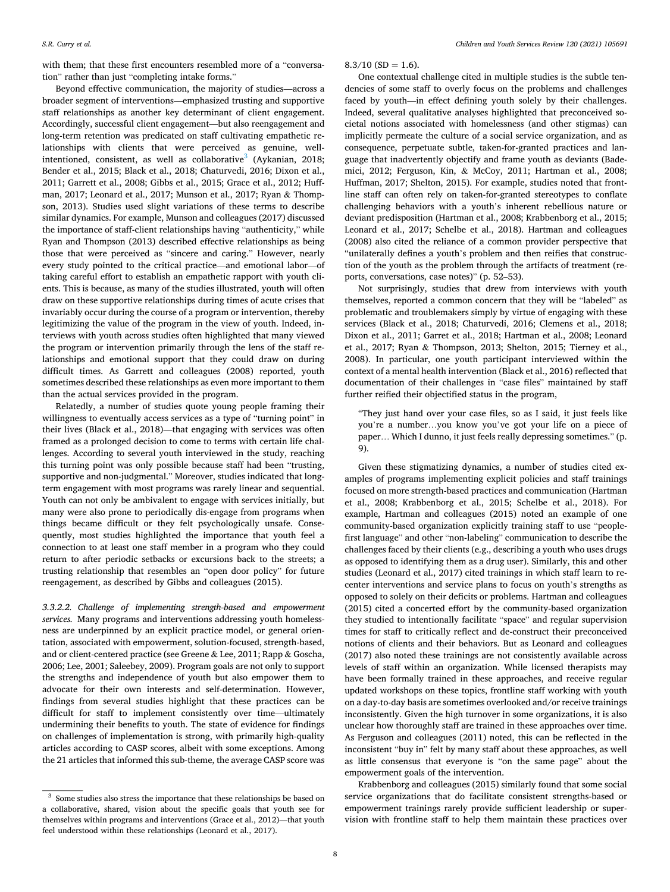with them; that these first encounters resembled more of a "conversation" rather than just "completing intake forms."

Beyond effective communication, the majority of studies—across a broader segment of interventions—emphasized trusting and supportive staff relationships as another key determinant of client engagement. Accordingly, successful client engagement—but also reengagement and long-term retention was predicated on staff cultivating empathetic relationships with clients that were perceived as genuine, well-intentioned, consistent, as well as collaborative[3] (Aykanian, 2018; Bender et al., 2015; Black et al., 2018; Chaturvedi, 2016; Dixon et al., 2011; Garrett et al., 2008; Gibbs et al., 2015; Grace et al., 2012; Huffman, 2017; Leonard et al., 2017; Munson et al., 2017; Ryan & Thompson, 2013). Studies used slight variations of these terms to describe similar dynamics. For example, Munson and colleagues (2017) discussed the importance of staff-client relationships having "authenticity," while Ryan and Thompson (2013) described effective relationships as being those that were perceived as "sincere and caring." However, nearly every study pointed to the critical practice—and emotional labor—of taking careful effort to establish an empathetic rapport with youth clients. This is because, as many of the studies illustrated, youth will often draw on these supportive relationships during times of acute crises that invariably occur during the course of a program or intervention, thereby legitimizing the value of the program in the view of youth. Indeed, interviews with youth across studies often highlighted that many viewed the program or intervention primarily through the lens of the staff relationships and emotional support that they could draw on during difficult times. As Garrett and colleagues (2008) reported, youth sometimes described these relationships as even more important to them than the actual services provided in the program.

Relatedly, a number of studies quote young people framing their willingness to eventually access services as a type of "turning point" in their lives (Black et al., 2018)—that engaging with services was often framed as a prolonged decision to come to terms with certain life challenges. According to several youth interviewed in the study, reaching this turning point was only possible because staff had been "trusting, supportive and non-judgmental." Moreover, studies indicated that long-term engagement with most programs was rarely linear and sequential. Youth can not only be ambivalent to engage with services initially, but many were also prone to periodically dis-engage from programs when things became difficult or they felt psychologically unsafe. Consequently, most studies highlighted the importance that youth feel a connection to at least one staff member in a program who they could return to after periodic setbacks or excursions back to the streets; a trusting relationship that resembles an "open door policy" for future reengagement, as described by Gibbs and colleagues (2015).

*3.3.2.2. Challenge of implementing strength-based and empowerment services.* Many programs and interventions addressing youth homelessness are underpinned by an explicit practice model, or general orientation, associated with empowerment, solution-focused, strength-based, and or client-centered practice (see Greene & Lee, 2011; Rapp & Goscha, 2006; Lee, 2001; Saleebey, 2009). Program goals are not only to support the strengths and independence of youth but also empower them to advocate for their own interests and self-determination. However, findings from several studies highlight that these practices can be difficult for staff to implement consistently over time—ultimately undermining their benefits to youth. The state of evidence for findings on challenges of implementation is strong, with primarily high-quality articles according to CASP scores, albeit with some exceptions. Among the 21 articles that informed this sub-theme, the average CASP score was 8.3/10 (SD = 1.6).

One contextual challenge cited in multiple studies is the subtle tendencies of some staff to overly focus on the problems and challenges faced by youth—in effect defining youth solely by their challenges. Indeed, several qualitative analyses highlighted that preconceived societal notions associated with homelessness (and other stigmas) can implicitly permeate the culture of a social service organization, and as consequence, perpetuate subtle, taken-for-granted practices and language that inadvertently objectify and frame youth as deviants (Bademici, 2012; Ferguson, Kin, & McCoy, 2011; Hartman et al., 2008; Huffman, 2017; Shelton, 2015). For example, studies noted that frontline staff can often rely on taken-for-granted stereotypes to conflate challenging behaviors with a youth's inherent rebellious nature or deviant predisposition (Hartman et al., 2008; Krabbenborg et al., 2015; Leonard et al., 2017; Schelbe et al., 2018). Hartman and colleagues (2008) also cited the reliance of a common provider perspective that "unilaterally defines a youth's problem and then reifies that construction of the youth as the problem through the artifacts of treatment (reports, conversations, case notes)" (p. 52–53).

Not surprisingly, studies that drew from interviews with youth themselves, reported a common concern that they will be "labeled" as problematic and troublemakers simply by virtue of engaging with these services (Black et al., 2018; Chaturvedi, 2016; Clemens et al., 2018; Dixon et al., 2011; Garret et al., 2018; Hartman et al., 2008; Leonard et al., 2017; Ryan & Thompson, 2013; Shelton, 2015; Tierney et al., 2008). In particular, one youth participant interviewed within the context of a mental health intervention (Black et al., 2016) reflected that documentation of their challenges in "case files" maintained by staff further reified their objectified status in the program,

> "They just hand over your case files, so as I said, it just feels like you're a number…you know you've got your life on a piece of paper… Which I dunno, it just feels really depressing sometimes." (p. 9).

Given these stigmatizing dynamics, a number of studies cited examples of programs implementing explicit policies and staff trainings focused on more strength-based practices and communication (Hartman et al., 2008; Krabbenborg et al., 2015; Schelbe et al., 2018). For example, Hartman and colleagues (2015) noted an example of one community-based organization explicitly training staff to use "people-first language" and other "non-labeling" communication to describe the challenges faced by their clients (e.g., describing a youth who uses drugs as opposed to identifying them as a drug user). Similarly, this and other studies (Leonard et al., 2017) cited trainings in which staff learn to re-center interventions and service plans to focus on youth's strengths as opposed to solely on their deficits or problems. Hartman and colleagues (2015) cited a concerted effort by the community-based organization they studied to intentionally facilitate "space" and regular supervision times for staff to critically reflect and de-construct their preconceived notions of clients and their behaviors. But as Leonard and colleagues (2017) also noted these trainings are not consistently available across levels of staff within an organization. While licensed therapists may have been formally trained in these approaches, and receive regular updated workshops on these topics, frontline staff working with youth on a day-to-day basis are sometimes overlooked and/or receive trainings inconsistently. Given the high turnover in some organizations, it is also unclear how thoroughly staff are trained in these approaches over time. As Ferguson and colleagues (2011) noted, this can be reflected in the inconsistent "buy in" felt by many staff about these approaches, as well as little consensus that everyone is "on the same page" about the empowerment goals of the intervention.

Krabbenborg and colleagues (2015) similarly found that some social service organizations that do facilitate consistent strengths-based or empowerment trainings rarely provide sufficient leadership or supervision with frontline staff to help them maintain these practices over

[3] Some studies also stress the importance that these relationships be based on a collaborative, shared, vision about the specific goals that youth see for themselves within programs and interventions (Grace et al., 2012)—that youth feel understood within these relationships (Leonard et al., 2017).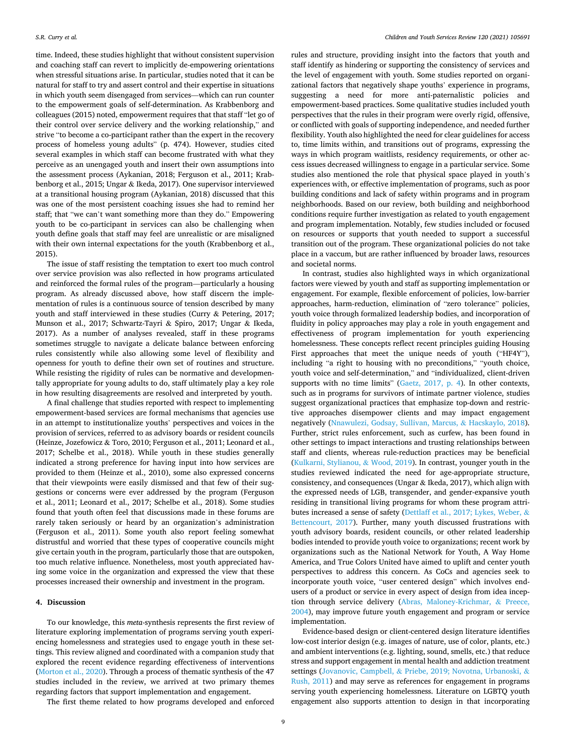time. Indeed, these studies highlight that without consistent supervision and coaching staff can revert to implicitly de-empowering orientations when stressful situations arise. In particular, studies noted that it can be natural for staff to try and assert control and their expertise in situations in which youth seem disengaged from services—which can run counter to the empowerment goals of self-determination. As Krabbenborg and colleagues (2015) noted, empowerment requires that that staff "let go of their control over service delivery and the working relationship," and strive "to become a co-participant rather than the expert in the recovery process of homeless young adults" (p. 474). However, studies cited several examples in which staff can become frustrated with what they perceive as an unengaged youth and insert their own assumptions into the assessment process (Aykanian, 2018; Ferguson et al., 2011; Krabbenborg et al., 2015; Ungar & Ikeda, 2017). One supervisor interviewed at a transitional housing program (Aykanian, 2018) discussed that this was one of the most persistent coaching issues she had to remind her staff; that "we can't want something more than they do." Empowering youth to be co-participant in services can also be challenging when youth define goals that staff may feel are unrealistic or are misaligned with their own internal expectations for the youth (Krabbenborg et al., 2015).

The issue of staff resisting the temptation to exert too much control over service provision was also reflected in how programs articulated and reinforced the formal rules of the program—particularly a housing program. As already discussed above, how staff discern the implementation of rules is a continuous source of tension described by many youth and staff interviewed in these studies (Curry & Petering, 2017; Munson et al., 2017; Schwartz-Tayri & Spiro, 2017; Ungar & Ikeda, 2017). As a number of analyses revealed, staff in these programs sometimes struggle to navigate a delicate balance between enforcing rules consistently while also allowing some level of flexibility and openness for youth to define their own set of routines and structure. While resisting the rigidity of rules can be normative and developmentally appropriate for young adults to do, staff ultimately play a key role in how resulting disagreements are resolved and interpreted by youth.

A final challenge that studies reported with respect to implementing empowerment-based services are formal mechanisms that agencies use in an attempt to institutionalize youths' perspectives and voices in the provision of services, referred to as advisory boards or resident councils (Heinze, Jozefowicz & Toro, 2010; Ferguson et al., 2011; Leonard et al., 2017; Schelbe et al., 2018). While youth in these studies generally indicated a strong preference for having input into how services are provided to them (Heinze et al., 2010), some also expressed concerns that their viewpoints were easily dismissed and that few of their suggestions or concerns were ever addressed by the program (Ferguson et al., 2011; Leonard et al., 2017; Schelbe et al., 2018). Some studies found that youth often feel that discussions made in these forums are rarely taken seriously or heard by an organization's administration (Ferguson et al., 2011). Some youth also report feeling somewhat distrustful and worried that these types of cooperative councils might give certain youth in the program, particularly those that are outspoken, too much relative influence. Nonetheless, most youth appreciated having some voice in the organization and expressed the view that these processes increased their ownership and investment in the program.

## 4. Discussion

To our knowledge, this *meta*-synthesis represents the first review of literature exploring implementation of programs serving youth experiencing homelessness and strategies used to engage youth in these settings. This review aligned and coordinated with a companion study that explored the recent evidence regarding effectiveness of interventions (Morton et al., 2020). Through a process of thematic synthesis of the 47 studies included in the review, we arrived at two primary themes regarding factors that support implementation and engagement.

The first theme related to how programs developed and enforced rules and structure, providing insight into the factors that youth and staff identify as hindering or supporting the consistency of services and the level of engagement with youth. Some studies reported on organizational factors that negatively shape youths' experience in programs, suggesting a need for more anti-paternalistic policies and empowerment-based practices. Some qualitative studies included youth perspectives that the rules in their program were overly rigid, offensive, or conflicted with goals of supporting independence, and needed further flexibility. Youth also highlighted the need for clear guidelines for access to, time limits within, and transitions out of programs, expressing the ways in which program waitlists, residency requirements, or other access issues decreased willingness to engage in a particular service. Some studies also mentioned the role that physical space played in youth's experiences with, or effective implementation of programs, such as poor building conditions and lack of safety within programs and in program neighborhoods. Based on our review, both building and neighborhood conditions require further investigation as related to youth engagement and program implementation. Notably, few studies included or focused on resources or supports that youth needed to support a successful transition out of the program. These organizational policies do not take place in a vaccum, but are rather influenced by broader laws, resources and societal norms.

In contrast, studies also highlighted ways in which organizational factors were viewed by youth and staff as supporting implementation or engagement. For example, flexible enforcement of policies, low-barrier approaches, harm-reduction, elimination of "zero tolerance" policies, youth voice through formalized leadership bodies, and incorporation of fluidity in policy approaches may play a role in youth engagement and effectiveness of program implementation for youth experiencing homelessness. These concepts reflect recent principles guiding Housing First approaches that meet the unique needs of youth ("HF4Y"), including "a right to housing with no preconditions," "youth choice, youth voice and self-determination," and "individualized, client-driven supports with no time limits" (Gaetz, 2017, p. 4). In other contexts, such as in programs for survivors of intimate partner violence, studies suggest organizational practices that emphasize top-down and restrictive approaches disempower clients and may impact engagement negatively (Nnawulezi, Godsay, Sullivan, Marcus, & Hacskaylo, 2018). Further, strict rules enforcement, such as curfew, has been found in other settings to impact interactions and trusting relationships between staff and clients, whereas rule-reduction practices may be beneficial (Kulkarni, Stylianou, & Wood, 2019). In contrast, younger youth in the studies reviewed indicated the need for age-appropriate structure, consistency, and consequences (Ungar & Ikeda, 2017), which align with the expressed needs of LGB, transgender, and gender-expansive youth residing in transitional living programs for whom these program attributes increased a sense of safety (Dettlaff et al., 2017; Lykes, Weber, & Bettencourt, 2017). Further, many youth discussed frustrations with youth advisory boards, resident councils, or other related leadership bodies intended to provide youth voice to organizations; recent work by organizations such as the National Network for Youth, A Way Home America, and True Colors United have aimed to uplift and center youth perspectives to address this concern. As CoCs and agencies seek to incorporate youth voice, "user centered design" which involves end-users of a product or service in every aspect of design from idea inception through service delivery (Abras, Maloney-Krichmar, & Preece, 2004), may improve future youth engagement and program or service implementation.

Evidence-based design or client-centered design literature identifies low-cost interior design (e.g. images of nature, use of color, plants, etc.) and ambient interventions (e.g. lighting, sound, smells, etc.) that reduce stress and support engagement in mental health and addiction treatment settings (Jovanovic, Campbell, & Priebe, 2019; Novotna, Urbanoski, & Rush, 2011) and may serve as references for engagement in programs serving youth experiencing homelessness. Literature on LGBTQ youth engagement also supports attention to design in that incorporating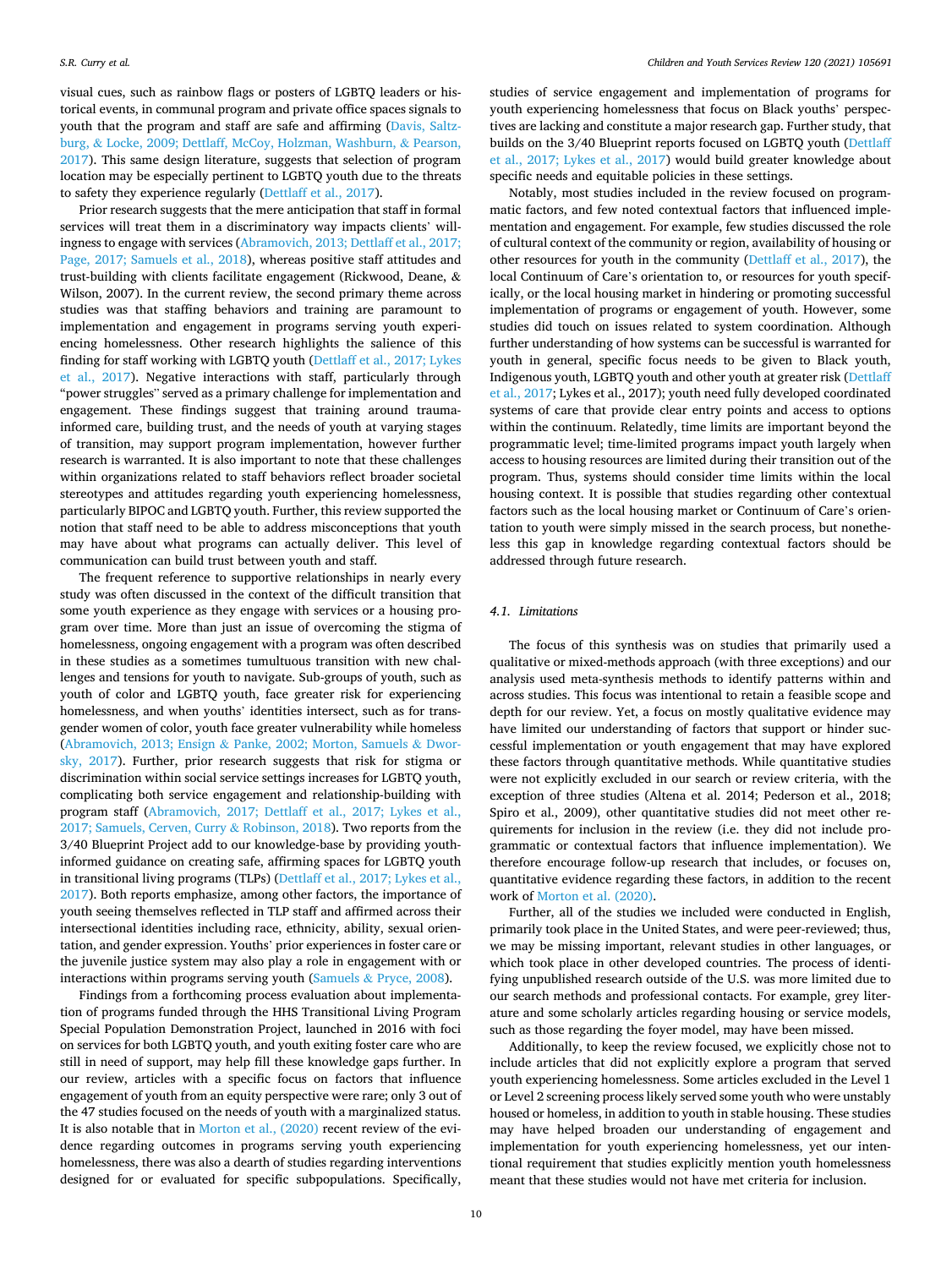visual cues, such as rainbow flags or posters of LGBTQ leaders or historical events, in communal program and private office spaces signals to youth that the program and staff are safe and affirming (Davis, Saltzburg, & Locke, 2009; Dettlaff, McCoy, Holzman, Washburn, & Pearson, 2017). This same design literature, suggests that selection of program location may be especially pertinent to LGBTQ youth due to the threats to safety they experience regularly (Dettlaff et al., 2017).

Prior research suggests that the mere anticipation that staff in formal services will treat them in a discriminatory way impacts clients' willingness to engage with services (Abramovich, 2013; Dettlaff et al., 2017; Page, 2017; Samuels et al., 2018), whereas positive staff attitudes and trust-building with clients facilitate engagement (Rickwood, Deane, & Wilson, 2007). In the current review, the second primary theme across studies was that staffing behaviors and training are paramount to implementation and engagement in programs serving youth experiencing homelessness. Other research highlights the salience of this finding for staff working with LGBTQ youth (Dettlaff et al., 2017; Lykes et al., 2017). Negative interactions with staff, particularly through "power struggles" served as a primary challenge for implementation and engagement. These findings suggest that training around trauma-informed care, building trust, and the needs of youth at varying stages of transition, may support program implementation, however further research is warranted. It is also important to note that these challenges within organizations related to staff behaviors reflect broader societal stereotypes and attitudes regarding youth experiencing homelessness, particularly BIPOC and LGBTQ youth. Further, this review supported the notion that staff need to be able to address misconceptions that youth may have about what programs can actually deliver. This level of communication can build trust between youth and staff.

The frequent reference to supportive relationships in nearly every study was often discussed in the context of the difficult transition that some youth experience as they engage with services or a housing program over time. More than just an issue of overcoming the stigma of homelessness, ongoing engagement with a program was often described in these studies as a sometimes tumultuous transition with new challenges and tensions for youth to navigate. Sub-groups of youth, such as youth of color and LGBTQ youth, face greater risk for experiencing homelessness, and when youths' identities intersect, such as for transgender women of color, youth face greater vulnerability while homeless (Abramovich, 2013; Ensign & Panke, 2002; Morton, Samuels & Dworsky, 2017). Further, prior research suggests that risk for stigma or discrimination within social service settings increases for LGBTQ youth, complicating both service engagement and relationship-building with program staff (Abramovich, 2017; Dettlaff et al., 2017; Lykes et al., 2017; Samuels, Cerven, Curry & Robinson, 2018). Two reports from the 3/40 Blueprint Project add to our knowledge-base by providing youth-informed guidance on creating safe, affirming spaces for LGBTQ youth in transitional living programs (TLPs) (Dettlaff et al., 2017; Lykes et al., 2017). Both reports emphasize, among other factors, the importance of youth seeing themselves reflected in TLP staff and affirmed across their intersectional identities including race, ethnicity, ability, sexual orientation, and gender expression. Youths' prior experiences in foster care or the juvenile justice system may also play a role in engagement with or interactions within programs serving youth (Samuels & Pryce, 2008).

Findings from a forthcoming process evaluation about implementation of programs funded through the HHS Transitional Living Program Special Population Demonstration Project, launched in 2016 with foci on services for both LGBTQ youth, and youth exiting foster care who are still in need of support, may help fill these knowledge gaps further. In our review, articles with a specific focus on factors that influence engagement of youth from an equity perspective were rare; only 3 out of the 47 studies focused on the needs of youth with a marginalized status. It is also notable that in Morton et al., (2020) recent review of the evidence regarding outcomes in programs serving youth experiencing homelessness, there was also a dearth of studies regarding interventions designed for or evaluated for specific subpopulations. Specifically, studies of service engagement and implementation of programs for youth experiencing homelessness that focus on Black youths' perspectives are lacking and constitute a major research gap. Further study, that builds on the 3/40 Blueprint reports focused on LGBTQ youth (Dettlaff et al., 2017; Lykes et al., 2017) would build greater knowledge about specific needs and equitable policies in these settings.

Notably, most studies included in the review focused on programmatic factors, and few noted contextual factors that influenced implementation and engagement. For example, few studies discussed the role of cultural context of the community or region, availability of housing or other resources for youth in the community (Dettlaff et al., 2017), the local Continuum of Care's orientation to, or resources for youth specifically, or the local housing market in hindering or promoting successful implementation of programs or engagement of youth. However, some studies did touch on issues related to system coordination. Although further understanding of how systems can be successful is warranted for youth in general, specific focus needs to be given to Black youth, Indigenous youth, LGBTQ youth and other youth at greater risk (Dettlaff et al., 2017; Lykes et al., 2017); youth need fully developed coordinated systems of care that provide clear entry points and access to options within the continuum. Relatedly, time limits are important beyond the programmatic level; time-limited programs impact youth largely when access to housing resources are limited during their transition out of the program. Thus, systems should consider time limits within the local housing context. It is possible that studies regarding other contextual factors such as the local housing market or Continuum of Care's orientation to youth were simply missed in the search process, but nonetheless this gap in knowledge regarding contextual factors should be addressed through future research.

### 4.1. Limitations

The focus of this synthesis was on studies that primarily used a qualitative or mixed-methods approach (with three exceptions) and our analysis used meta-synthesis methods to identify patterns within and across studies. This focus was intentional to retain a feasible scope and depth for our review. Yet, a focus on mostly qualitative evidence may have limited our understanding of factors that support or hinder successful implementation or youth engagement that may have explored these factors through quantitative methods. While quantitative studies were not explicitly excluded in our search or review criteria, with the exception of three studies (Altena et al. 2014; Pederson et al., 2018; Spiro et al., 2009), other quantitative studies did not meet other requirements for inclusion in the review (i.e. they did not include programmatic or contextual factors that influence implementation). We therefore encourage follow-up research that includes, or focuses on, quantitative evidence regarding these factors, in addition to the recent work of Morton et al. (2020).

Further, all of the studies we included were conducted in English, primarily took place in the United States, and were peer-reviewed; thus, we may be missing important, relevant studies in other languages, or which took place in other developed countries. The process of identifying unpublished research outside of the U.S. was more limited due to our search methods and professional contacts. For example, grey literature and some scholarly articles regarding housing or service models, such as those regarding the foyer model, may have been missed.

Additionally, to keep the review focused, we explicitly chose not to include articles that did not explicitly explore a program that served youth experiencing homelessness. Some articles excluded in the Level 1 or Level 2 screening process likely served some youth who were unstably housed or homeless, in addition to youth in stable housing. These studies may have helped broaden our understanding of engagement and implementation for youth experiencing homelessness, yet our intentional requirement that studies explicitly mention youth homelessness meant that these studies would not have met criteria for inclusion.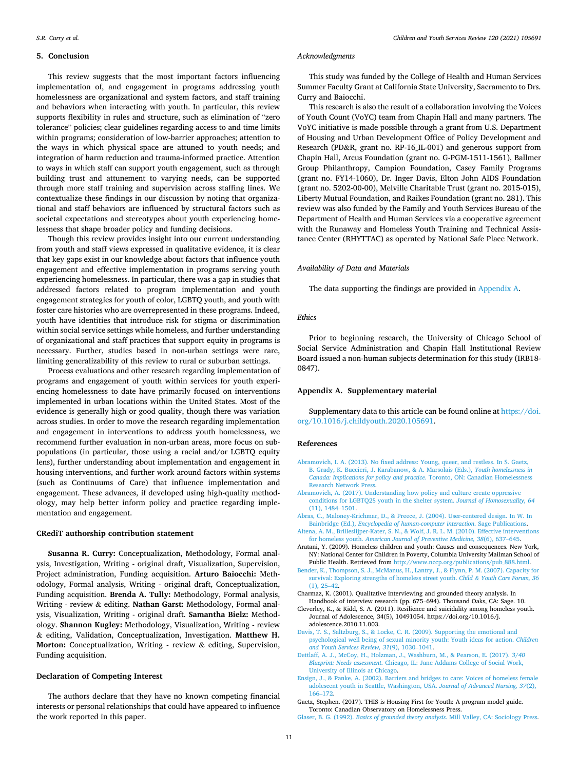## 5. Conclusion

This review suggests that the most important factors influencing implementation of, and engagement in programs addressing youth homelessness are organizational and system factors, and staff training and behaviors when interacting with youth. In particular, this review supports flexibility in rules and structure, such as elimination of "zero tolerance" policies; clear guidelines regarding access to and time limits within programs; consideration of low-barrier approaches; attention to the ways in which physical space are attuned to youth needs; and integration of harm reduction and trauma-informed practice. Attention to ways in which staff can support youth engagement, such as through building trust and attunement to varying needs, can be supported through more staff training and supervision across staffing lines. We contextualize these findings in our discussion by noting that organizational and staff behaviors are influenced by structural factors such as societal expectations and stereotypes about youth experiencing homelessness that shape broader policy and funding decisions.

Though this review provides insight into our current understanding from youth and staff views expressed in qualitative evidence, it is clear that key gaps exist in our knowledge about factors that influence youth engagement and effective implementation in programs serving youth experiencing homelessness. In particular, there was a gap in studies that addressed factors related to program implementation and youth engagement strategies for youth of color, LGBTQ youth, and youth with foster care histories who are overrepresented in these programs. Indeed, youth have identities that introduce risk for stigma or discrimination within social service settings while homeless, and further understanding of organizational and staff practices that support equity in programs is necessary. Further, studies based in non-urban settings were rare, limiting generalizability of this review to rural or suburban settings.

Process evaluations and other research regarding implementation of programs and engagement of youth within services for youth experiencing homelessness to date have primarily focused on interventions implemented in urban locations within the United States. Most of the evidence is generally high or good quality, though there was variation across studies. In order to move the research regarding implementation and engagement in interventions to address youth homelessness, we recommend further evaluation in non-urban areas, more focus on subpopulations (in particular, those using a racial and/or LGBTQ equity lens), further understanding about implementation and engagement in housing interventions, and further work around factors within systems (such as Continuums of Care) that influence implementation and engagement. These advances, if developed using high-quality methodology, may help better inform policy and practice regarding implementation and engagement.

## CRediT authorship contribution statement

**Susanna R. Curry:** Conceptualization, Methodology, Formal analysis, Investigation, Writing - original draft, Visualization, Supervision, Project administration, Funding acquisition. **Arturo Baiocchi:** Methodology, Formal analysis, Writing - original draft, Conceptualization, Funding acquisition. **Brenda A. Tully:** Methodology, Formal analysis, Writing - review & editing. **Nathan Garst:** Methodology, Formal analysis, Visualization, Writing - original draft. **Samantha Bielz:** Methodology. **Shannon Kugley:** Methodology, Visualization, Writing - review & editing, Validation, Conceptualization, Investigation. **Matthew H. Morton:** Conceptualization, Writing - review & editing, Supervision, Funding acquisition.

## Declaration of Competing Interest

The authors declare that they have no known competing financial interests or personal relationships that could have appeared to influence the work reported in this paper.

### Acknowledgments

This study was funded by the College of Health and Human Services Summer Faculty Grant at California State University, Sacramento to Drs. Curry and Baiocchi.

This research is also the result of a collaboration involving the Voices of Youth Count (VoYC) team from Chapin Hall and many partners. The VoYC initiative is made possible through a grant from U.S. Department of Housing and Urban Development Office of Policy Development and Research (PD&R, grant no. RP-16_IL-001) and generous support from Chapin Hall, Arcus Foundation (grant no. G-PGM-1511-1561), Ballmer Group Philanthropy, Campion Foundation, Casey Family Programs (grant no. FY14-1060), Dr. Inger Davis, Elton John AIDS Foundation (grant no. 5202-00-00), Melville Charitable Trust (grant no. 2015-015), Liberty Mutual Foundation, and Raikes Foundation (grant no. 281). This review was also funded by the Family and Youth Services Bureau of the Department of Health and Human Services via a cooperative agreement with the Runaway and Homeless Youth Training and Technical Assistance Center (RHYTTAC) as operated by National Safe Place Network.

### Availability of Data and Materials

The data supporting the findings are provided in Appendix A.

### Ethics

Prior to beginning research, the University of Chicago School of Social Service Administration and Chapin Hall Institutional Review Board issued a non-human subjects determination for this study (IRB18-0847).

## Appendix A. Supplementary material

Supplementary data to this article can be found online at https://doi.org/10.1016/j.childyouth.2020.105691.

## References

Abramovich, I. A. (2013). No fixed address: Young, queer, and restless. In S. Gaetz, B. Grady, K. Buccieri, J. Karabanow, & A. Marsolais (Eds.), *Youth homelessness in Canada: Implications for policy and practice*. Toronto, ON: Canadian Homelessness Research Network Press.

Abramovich, A. (2017). Understanding how policy and culture create oppressive conditions for LGBTQ2S youth in the shelter system. *Journal of Homosexuality, 64* (11), 1484–1501.

Abras, C., Maloney-Krichmar, D., & Preece, J. (2004). User-centered design. In W. In Bainbridge (Ed.), *Encyclopedia of human-computer interaction*. Sage Publications.

Altena, A. M., Brilleslijper-Kater, S. N., & Wolf, J. R. L. M. (2010). Effective interventions for homeless youth. *American Journal of Preventive Medicine, 38*(6), 637–645.

Aratani, Y. (2009). Homeless children and youth: Causes and consequences. New York, NY: National Center for Children in Poverty, Columbia University Mailman School of Public Health. Retrieved from http://www.nccp.org/publications/pub_888.html.

Bender, K., Thompson, S. J., McManus, H., Lantry, J., & Flynn, P. M. (2007). Capacity for survival: Exploring strengths of homeless street youth. *Child & Youth Care Forum, 36* (1), 25–42.

Charmaz, K. (2001). Qualitative interviewing and grounded theory analysis. In Handbook of interview research (pp. 675–694). Thousand Oaks, CA: Sage. 10.

Cleverley, K., & Kidd, S. A. (2011). Resilience and suicidality among homeless youth. Journal of Adolescence, 34(5), 10491054. https://doi.org/10.1016/j.adolescence.2010.11.003.

Davis, T. S., Saltzburg, S., & Locke, C. R. (2009). Supporting the emotional and psychological well being of sexual minority youth: Youth ideas for action. *Children and Youth Services Review, 31*(9), 1030–1041.

Dettlaff, A. J., McCoy, H., Holzman, J., Washburn, M., & Pearson, E. (2017). *3/40 Blueprint: Needs assessment*. Chicago, IL: Jane Addams College of Social Work, University of Illinois at Chicago.

Ensign, J., & Panke, A. (2002). Barriers and bridges to care: Voices of homeless female adolescent youth in Seattle, Washington, USA. *Journal of Advanced Nursing, 37*(2), 166–172.

Gaetz, Stephen. (2017). THIS is Housing First for Youth: A program model guide. Toronto: Canadian Observatory on Homelessness Press.

Glaser, B. G. (1992). *Basics of grounded theory analysis*. Mill Valley, CA: Sociology Press.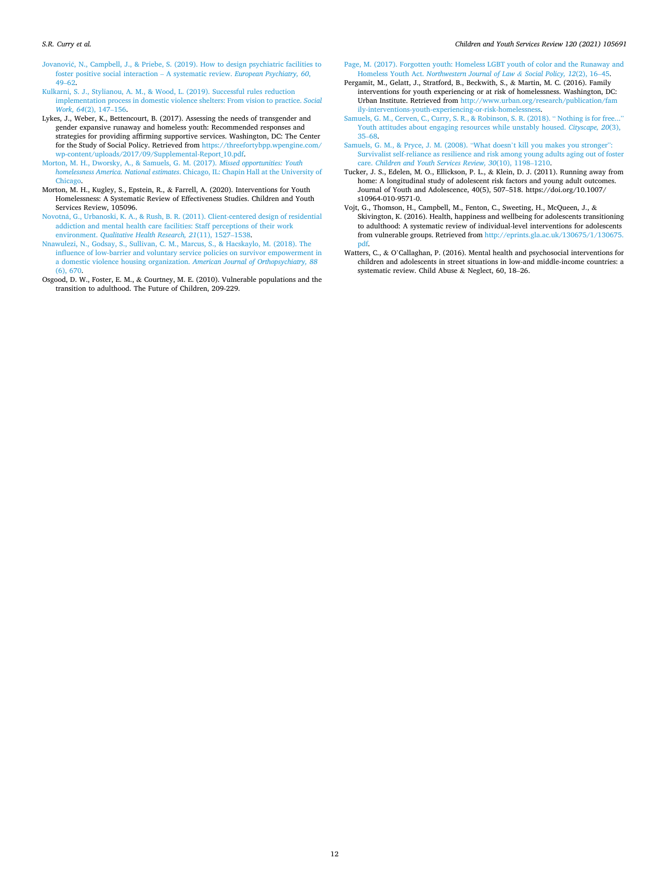Jovanović, N., Campbell, J., & Priebe, S. (2019). How to design psychiatric facilities to foster positive social interaction – A systematic review. *European Psychiatry, 60*, 49–62.

Kulkarni, S. J., Stylianou, A. M., & Wood, L. (2019). Successful rules reduction implementation process in domestic violence shelters: From vision to practice. *Social Work, 64*(2), 147–156.

Lykes, J., Weber, K., Bettencourt, B. (2017). Assessing the needs of transgender and gender expansive runaway and homeless youth: Recommended responses and strategies for providing affirming supportive services. Washington, DC: The Center for the Study of Social Policy. Retrieved from https://threefortybpp.wpengine.com/wp-content/uploads/2017/09/Supplemental-Report_10.pdf.

Morton, M. H., Dworsky, A., & Samuels, G. M. (2017). *Missed opportunities: Youth homelessness America. National estimates*. Chicago, IL: Chapin Hall at the University of Chicago.

Morton, M. H., Kugley, S., Epstein, R., & Farrell, A. (2020). Interventions for Youth Homelessness: A Systematic Review of Effectiveness Studies. Children and Youth Services Review, 105096.

Novotná, G., Urbanoski, K. A., & Rush, B. R. (2011). Client-centered design of residential addiction and mental health care facilities: Staff perceptions of their work environment. *Qualitative Health Research, 21*(11), 1527–1538.

Nnawulezi, N., Godsay, S., Sullivan, C. M., Marcus, S., & Hacskaylo, M. (2018). The influence of low-barrier and voluntary service policies on survivor empowerment in a domestic violence housing organization. *American Journal of Orthopsychiatry, 88*(6), 670.

Osgood, D. W., Foster, E. M., & Courtney, M. E. (2010). Vulnerable populations and the transition to adulthood. The Future of Children, 209-229.

Page, M. (2017). Forgotten youth: Homeless LGBT youth of color and the Runaway and Homeless Youth Act. *Northwestern Journal of Law & Social Policy, 12*(2), 16–45.

Pergamit, M., Gelatt, J., Stratford, B., Beckwith, S., & Martin, M. C. (2016). Family interventions for youth experiencing or at risk of homelessness. Washington, DC: Urban Institute. Retrieved from http://www.urban.org/research/publication/family-interventions-youth-experiencing-or-risk-homelessness.

Samuels, G. M., Cerven, C., Curry, S. R., & Robinson, S. R. (2018). " Nothing is for free..." Youth attitudes about engaging resources while unstably housed. *Cityscape, 20*(3), 35–68.

Samuels, G. M., & Pryce, J. M. (2008). "What doesn't kill you makes you stronger": Survivalist self-reliance as resilience and risk among young adults aging out of foster care. *Children and Youth Services Review, 30*(10), 1198–1210.

Tucker, J. S., Edelen, M. O., Ellickson, P. L., & Klein, D. J. (2011). Running away from home: A longitudinal study of adolescent risk factors and young adult outcomes. Journal of Youth and Adolescence, 40(5), 507–518. https://doi.org/10.1007/s10964-010-9571-0.

Vojt, G., Thomson, H., Campbell, M., Fenton, C., Sweeting, H., McQueen, J., & Skivington, K. (2016). Health, happiness and wellbeing for adolescents transitioning to adulthood: A systematic review of individual-level interventions for adolescents from vulnerable groups. Retrieved from http://eprints.gla.ac.uk/130675/1/130675.pdf.

Watters, C., & O'Callaghan, P. (2016). Mental health and psychosocial interventions for children and adolescents in street situations in low-and middle-income countries: a systematic review. Child Abuse & Neglect, 60, 18–26.